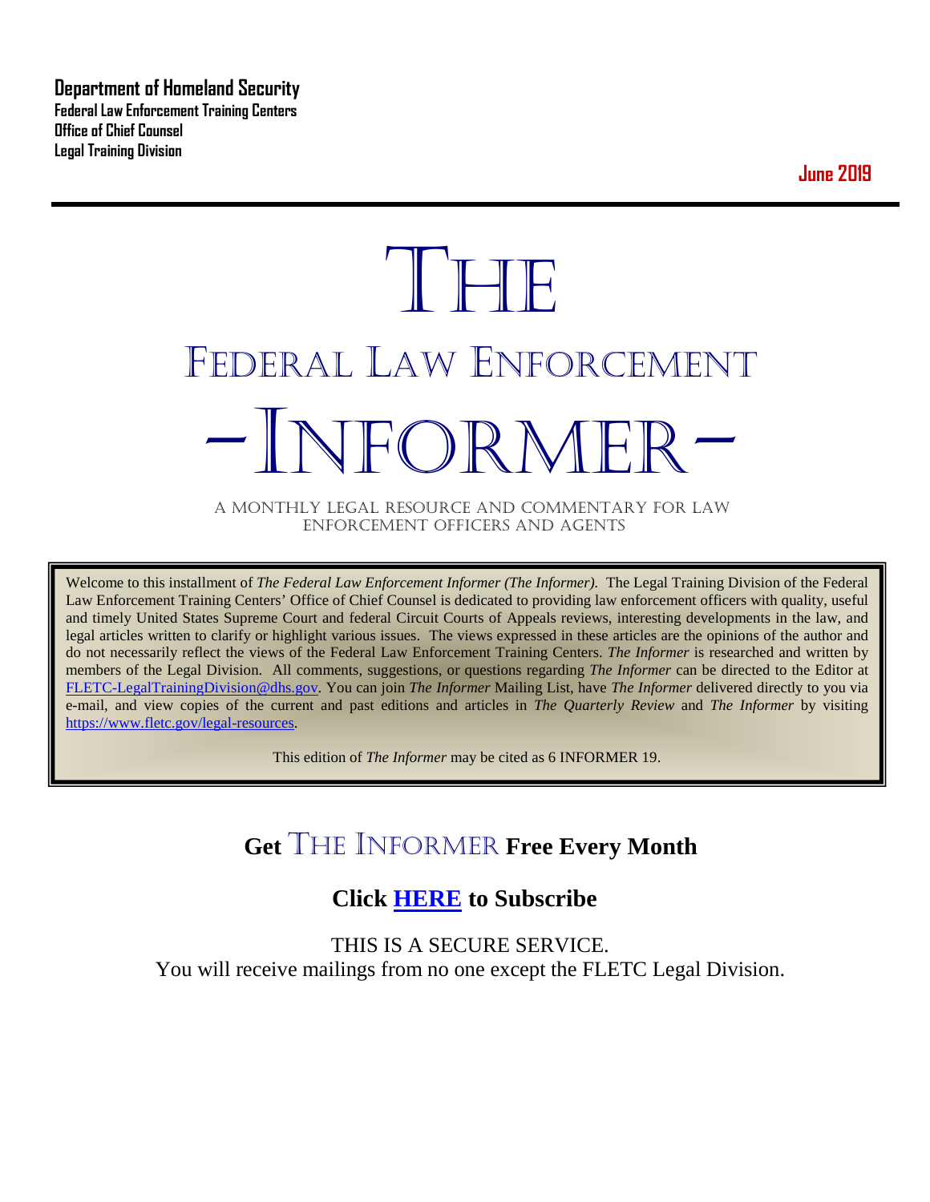**Department of Homeland Security**
**Federal Law Enforcement Training Centers**
**Office of Chief Counsel**
**Legal Training Division**

**June 2019**

# THE FEDERAL LAW ENFORCEMENT -INFORMER-

A MONTHLY LEGAL RESOURCE AND COMMENTARY FOR LAW ENFORCEMENT OFFICERS AND AGENTS

Welcome to this installment of *The Federal Law Enforcement Informer (The Informer)*. The Legal Training Division of the Federal Law Enforcement Training Centers' Office of Chief Counsel is dedicated to providing law enforcement officers with quality, useful and timely United States Supreme Court and federal Circuit Courts of Appeals reviews, interesting developments in the law, and legal articles written to clarify or highlight various issues. The views expressed in these articles are the opinions of the author and do not necessarily reflect the views of the Federal Law Enforcement Training Centers. *The Informer* is researched and written by members of the Legal Division. All comments, suggestions, or questions regarding *The Informer* can be directed to the Editor at FLETC-LegalTrainingDivision@dhs.gov. You can join *The Informer* Mailing List, have *The Informer* delivered directly to you via e-mail, and view copies of the current and past editions and articles in *The Quarterly Review* and *The Informer* by visiting https://www.fletc.gov/legal-resources.

This edition of *The Informer* may be cited as 6 INFORMER 19.

## Get THE INFORMER Free Every Month

## Click HERE to Subscribe

THIS IS A SECURE SERVICE.
You will receive mailings from no one except the FLETC Legal Division.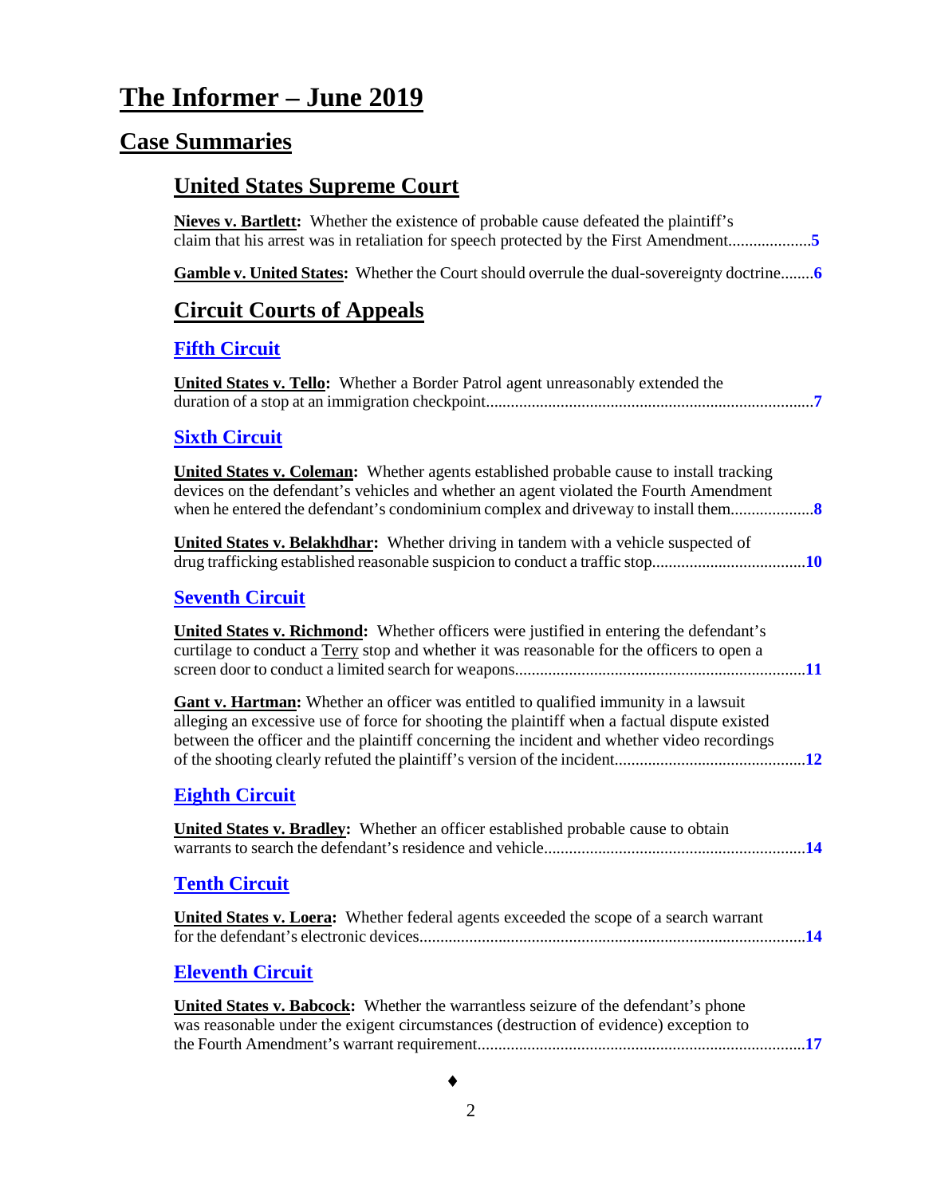# The Informer – June 2019

## Case Summaries

### United States Supreme Court

**Nieves v. Bartlett:** Whether the existence of probable cause defeated the plaintiff's claim that his arrest was in retaliation for speech protected by the First Amendment....................5

**Gamble v. United States:** Whether the Court should overrule the dual-sovereignty doctrine........6

### Circuit Courts of Appeals

#### Fifth Circuit

**United States v. Tello:** Whether a Border Patrol agent unreasonably extended the duration of a stop at an immigration checkpoint..............................................................................7

#### Sixth Circuit

**United States v. Coleman:** Whether agents established probable cause to install tracking devices on the defendant's vehicles and whether an agent violated the Fourth Amendment when he entered the defendant's condominium complex and driveway to install them....................8

**United States v. Belakhdhar:** Whether driving in tandem with a vehicle suspected of drug trafficking established reasonable suspicion to conduct a traffic stop.....................................10

#### Seventh Circuit

**United States v. Richmond:** Whether officers were justified in entering the defendant's curtilage to conduct a Terry stop and whether it was reasonable for the officers to open a screen door to conduct a limited search for weapons......................................................................11

**Gant v. Hartman:** Whether an officer was entitled to qualified immunity in a lawsuit alleging an excessive use of force for shooting the plaintiff when a factual dispute existed between the officer and the plaintiff concerning the incident and whether video recordings of the shooting clearly refuted the plaintiff's version of the incident.............................................12

#### Eighth Circuit

**United States v. Bradley:** Whether an officer established probable cause to obtain warrants to search the defendant's residence and vehicle...............................................................14

#### Tenth Circuit

**United States v. Loera:** Whether federal agents exceeded the scope of a search warrant for the defendant's electronic devices.............................................................................................14

#### Eleventh Circuit

**United States v. Babcock:** Whether the warrantless seizure of the defendant's phone was reasonable under the exigent circumstances (destruction of evidence) exception to the Fourth Amendment's warrant requirement...............................................................................17

♦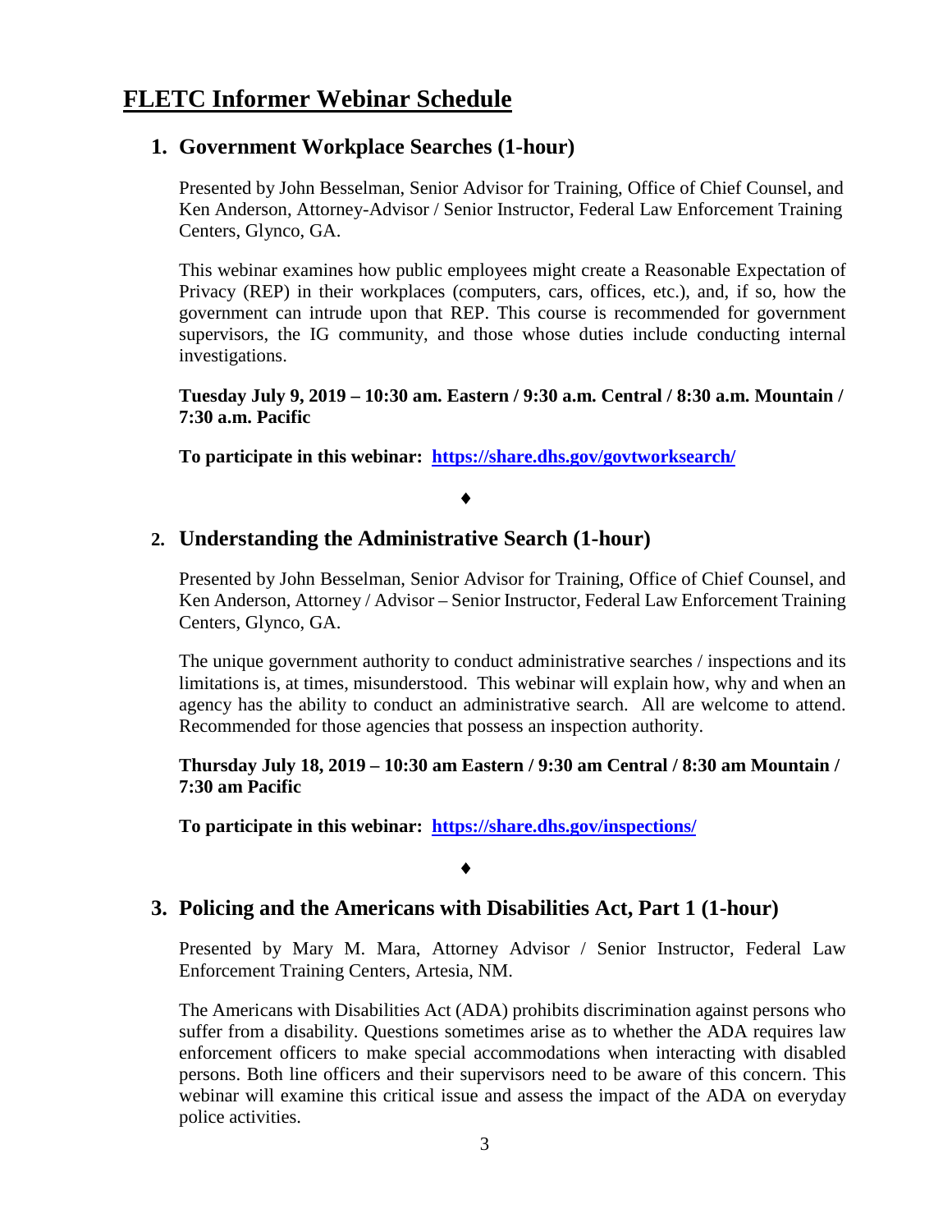# FLETC Informer Webinar Schedule

## 1. Government Workplace Searches (1-hour)

Presented by John Besselman, Senior Advisor for Training, Office of Chief Counsel, and Ken Anderson, Attorney-Advisor / Senior Instructor, Federal Law Enforcement Training Centers, Glynco, GA.

This webinar examines how public employees might create a Reasonable Expectation of Privacy (REP) in their workplaces (computers, cars, offices, etc.), and, if so, how the government can intrude upon that REP. This course is recommended for government supervisors, the IG community, and those whose duties include conducting internal investigations.

**Tuesday July 9, 2019 – 10:30 am. Eastern / 9:30 a.m. Central / 8:30 a.m. Mountain / 7:30 a.m. Pacific**

**To participate in this webinar: [https://share.dhs.gov/govtworksearch/](https://share.dhs.gov/govtworksearch/)**

♦

## 2. Understanding the Administrative Search (1-hour)

Presented by John Besselman, Senior Advisor for Training, Office of Chief Counsel, and Ken Anderson, Attorney / Advisor – Senior Instructor, Federal Law Enforcement Training Centers, Glynco, GA.

The unique government authority to conduct administrative searches / inspections and its limitations is, at times, misunderstood. This webinar will explain how, why and when an agency has the ability to conduct an administrative search. All are welcome to attend. Recommended for those agencies that possess an inspection authority.

**Thursday July 18, 2019 – 10:30 am Eastern / 9:30 am Central / 8:30 am Mountain / 7:30 am Pacific**

**To participate in this webinar: [https://share.dhs.gov/inspections/](https://share.dhs.gov/inspections/)**

♦

## 3. Policing and the Americans with Disabilities Act, Part 1 (1-hour)

Presented by Mary M. Mara, Attorney Advisor / Senior Instructor, Federal Law Enforcement Training Centers, Artesia, NM.

The Americans with Disabilities Act (ADA) prohibits discrimination against persons who suffer from a disability. Questions sometimes arise as to whether the ADA requires law enforcement officers to make special accommodations when interacting with disabled persons. Both line officers and their supervisors need to be aware of this concern. This webinar will examine this critical issue and assess the impact of the ADA on everyday police activities.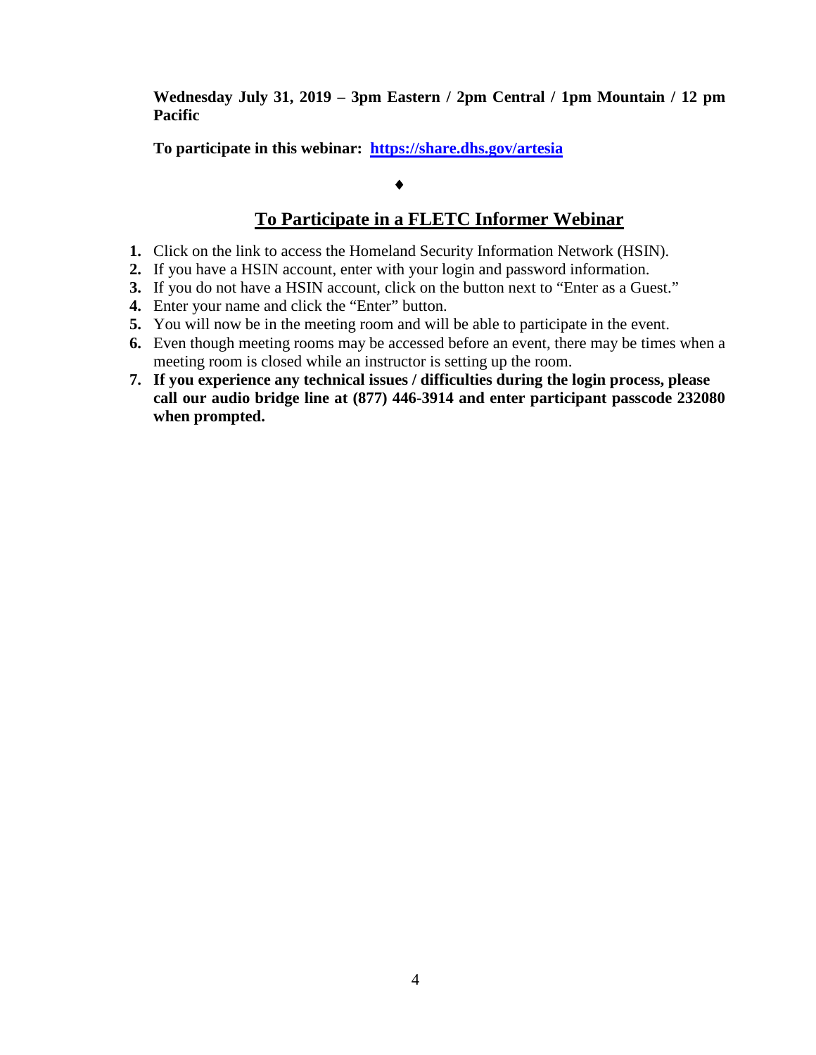**Wednesday July 31, 2019 – 3pm Eastern / 2pm Central / 1pm Mountain / 12 pm Pacific**

**To participate in this webinar: [https://share.dhs.gov/artesia](https://share.dhs.gov/artesia)**

♦

## To Participate in a FLETC Informer Webinar

1. Click on the link to access the Homeland Security Information Network (HSIN).
2. If you have a HSIN account, enter with your login and password information.
3. If you do not have a HSIN account, click on the button next to "Enter as a Guest."
4. Enter your name and click the "Enter" button.
5. You will now be in the meeting room and will be able to participate in the event.
6. Even though meeting rooms may be accessed before an event, there may be times when a meeting room is closed while an instructor is setting up the room.
7. **If you experience any technical issues / difficulties during the login process, please call our audio bridge line at (877) 446-3914 and enter participant passcode 232080 when prompted.**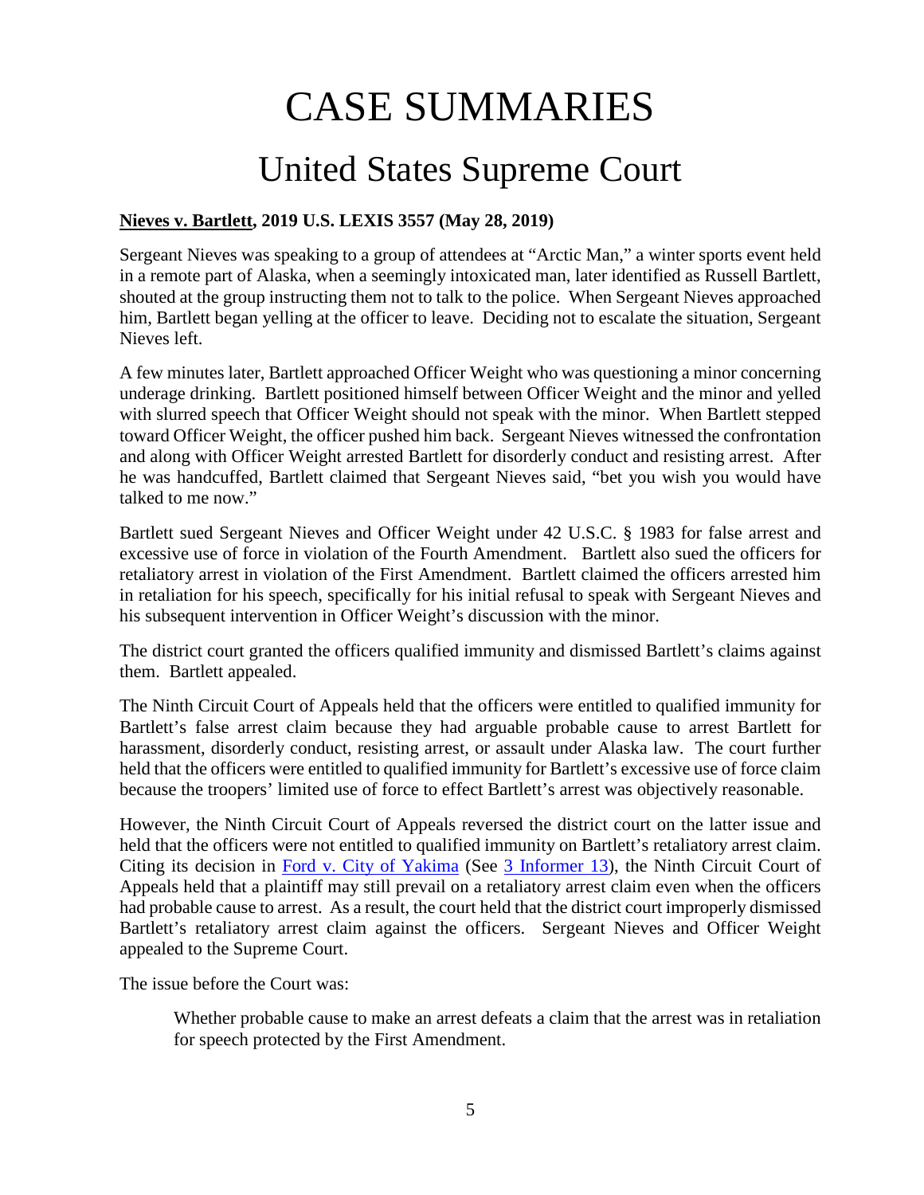# CASE SUMMARIES

## United States Supreme Court

**Nieves v. Bartlett, 2019 U.S. LEXIS 3557 (May 28, 2019)**

Sergeant Nieves was speaking to a group of attendees at "Arctic Man," a winter sports event held in a remote part of Alaska, when a seemingly intoxicated man, later identified as Russell Bartlett, shouted at the group instructing them not to talk to the police. When Sergeant Nieves approached him, Bartlett began yelling at the officer to leave. Deciding not to escalate the situation, Sergeant Nieves left.

A few minutes later, Bartlett approached Officer Weight who was questioning a minor concerning underage drinking. Bartlett positioned himself between Officer Weight and the minor and yelled with slurred speech that Officer Weight should not speak with the minor. When Bartlett stepped toward Officer Weight, the officer pushed him back. Sergeant Nieves witnessed the confrontation and along with Officer Weight arrested Bartlett for disorderly conduct and resisting arrest. After he was handcuffed, Bartlett claimed that Sergeant Nieves said, "bet you wish you would have talked to me now."

Bartlett sued Sergeant Nieves and Officer Weight under 42 U.S.C. § 1983 for false arrest and excessive use of force in violation of the Fourth Amendment. Bartlett also sued the officers for retaliatory arrest in violation of the First Amendment. Bartlett claimed the officers arrested him in retaliation for his speech, specifically for his initial refusal to speak with Sergeant Nieves and his subsequent intervention in Officer Weight's discussion with the minor.

The district court granted the officers qualified immunity and dismissed Bartlett's claims against them. Bartlett appealed.

The Ninth Circuit Court of Appeals held that the officers were entitled to qualified immunity for Bartlett's false arrest claim because they had arguable probable cause to arrest Bartlett for harassment, disorderly conduct, resisting arrest, or assault under Alaska law. The court further held that the officers were entitled to qualified immunity for Bartlett's excessive use of force claim because the troopers' limited use of force to effect Bartlett's arrest was objectively reasonable.

However, the Ninth Circuit Court of Appeals reversed the district court on the latter issue and held that the officers were not entitled to qualified immunity on Bartlett's retaliatory arrest claim. Citing its decision in Ford v. City of Yakima (See 3 Informer 13), the Ninth Circuit Court of Appeals held that a plaintiff may still prevail on a retaliatory arrest claim even when the officers had probable cause to arrest. As a result, the court held that the district court improperly dismissed Bartlett's retaliatory arrest claim against the officers. Sergeant Nieves and Officer Weight appealed to the Supreme Court.

The issue before the Court was:

> Whether probable cause to make an arrest defeats a claim that the arrest was in retaliation for speech protected by the First Amendment.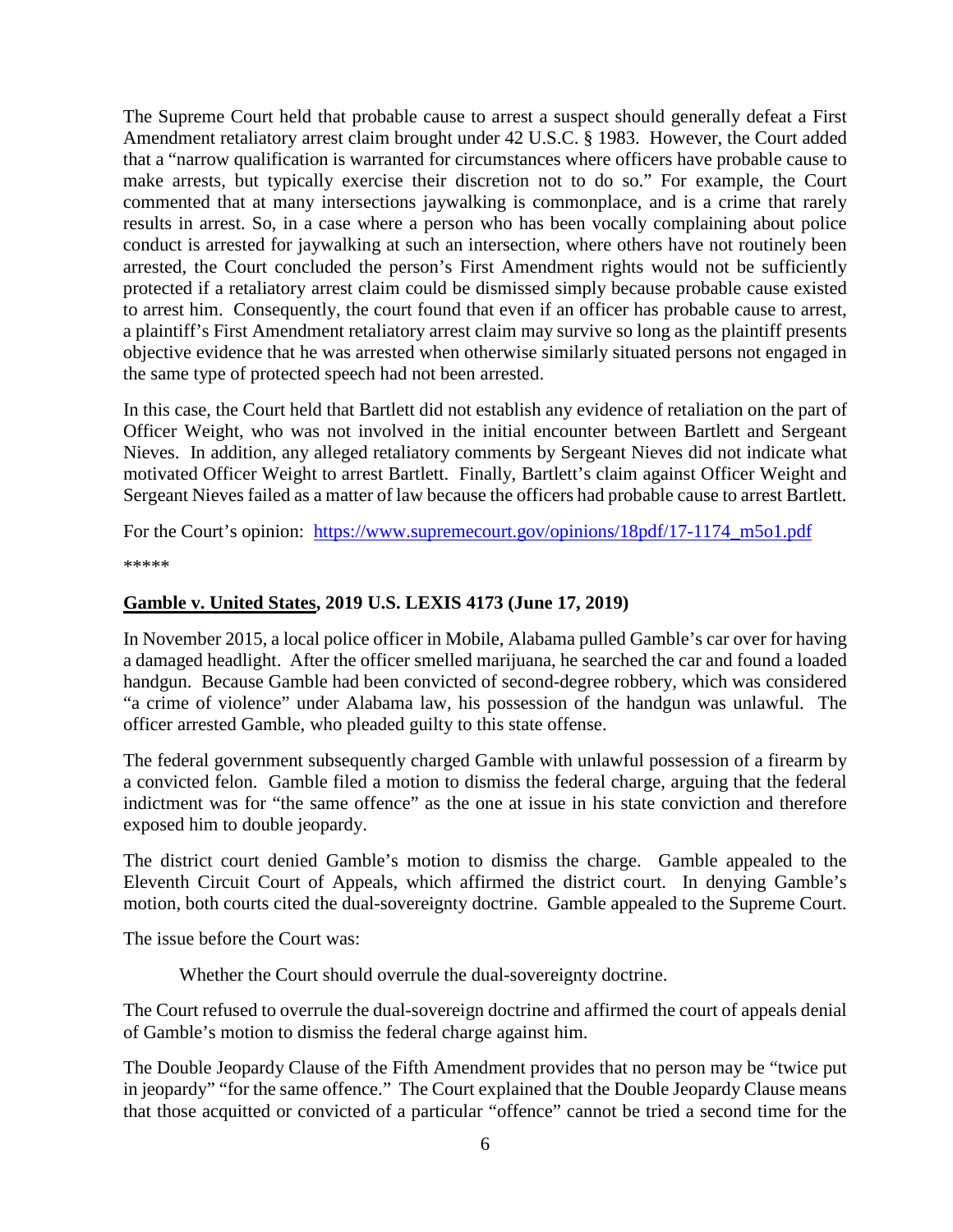The Supreme Court held that probable cause to arrest a suspect should generally defeat a First Amendment retaliatory arrest claim brought under 42 U.S.C. § 1983. However, the Court added that a "narrow qualification is warranted for circumstances where officers have probable cause to make arrests, but typically exercise their discretion not to do so." For example, the Court commented that at many intersections jaywalking is commonplace, and is a crime that rarely results in arrest. So, in a case where a person who has been vocally complaining about police conduct is arrested for jaywalking at such an intersection, where others have not routinely been arrested, the Court concluded the person's First Amendment rights would not be sufficiently protected if a retaliatory arrest claim could be dismissed simply because probable cause existed to arrest him. Consequently, the court found that even if an officer has probable cause to arrest, a plaintiff's First Amendment retaliatory arrest claim may survive so long as the plaintiff presents objective evidence that he was arrested when otherwise similarly situated persons not engaged in the same type of protected speech had not been arrested.

In this case, the Court held that Bartlett did not establish any evidence of retaliation on the part of Officer Weight, who was not involved in the initial encounter between Bartlett and Sergeant Nieves. In addition, any alleged retaliatory comments by Sergeant Nieves did not indicate what motivated Officer Weight to arrest Bartlett. Finally, Bartlett's claim against Officer Weight and Sergeant Nieves failed as a matter of law because the officers had probable cause to arrest Bartlett.

For the Court's opinion: https://www.supremecourt.gov/opinions/18pdf/17-1174_m5o1.pdf

*****

### **Gamble v. United States, 2019 U.S. LEXIS 4173 (June 17, 2019)**

In November 2015, a local police officer in Mobile, Alabama pulled Gamble's car over for having a damaged headlight. After the officer smelled marijuana, he searched the car and found a loaded handgun. Because Gamble had been convicted of second-degree robbery, which was considered "a crime of violence" under Alabama law, his possession of the handgun was unlawful. The officer arrested Gamble, who pleaded guilty to this state offense.

The federal government subsequently charged Gamble with unlawful possession of a firearm by a convicted felon. Gamble filed a motion to dismiss the federal charge, arguing that the federal indictment was for "the same offence" as the one at issue in his state conviction and therefore exposed him to double jeopardy.

The district court denied Gamble's motion to dismiss the charge. Gamble appealed to the Eleventh Circuit Court of Appeals, which affirmed the district court. In denying Gamble's motion, both courts cited the dual-sovereignty doctrine. Gamble appealed to the Supreme Court.

The issue before the Court was:

> Whether the Court should overrule the dual-sovereignty doctrine.

The Court refused to overrule the dual-sovereign doctrine and affirmed the court of appeals denial of Gamble's motion to dismiss the federal charge against him.

The Double Jeopardy Clause of the Fifth Amendment provides that no person may be "twice put in jeopardy" "for the same offence." The Court explained that the Double Jeopardy Clause means that those acquitted or convicted of a particular "offence" cannot be tried a second time for the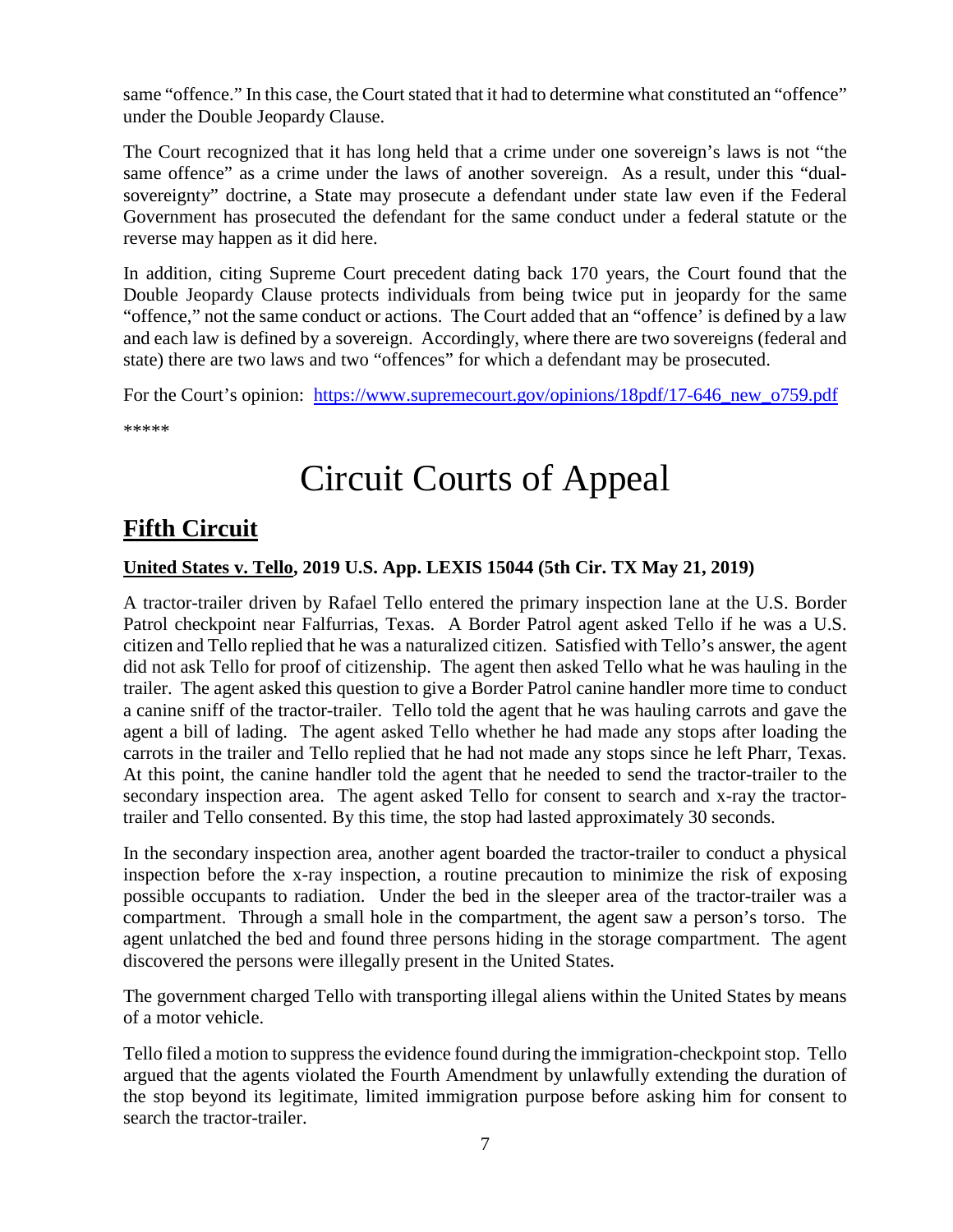same "offence." In this case, the Court stated that it had to determine what constituted an "offence" under the Double Jeopardy Clause.

The Court recognized that it has long held that a crime under one sovereign's laws is not "the same offence" as a crime under the laws of another sovereign. As a result, under this "dual-sovereignty" doctrine, a State may prosecute a defendant under state law even if the Federal Government has prosecuted the defendant for the same conduct under a federal statute or the reverse may happen as it did here.

In addition, citing Supreme Court precedent dating back 170 years, the Court found that the Double Jeopardy Clause protects individuals from being twice put in jeopardy for the same "offence," not the same conduct or actions. The Court added that an "offence' is defined by a law and each law is defined by a sovereign. Accordingly, where there are two sovereigns (federal and state) there are two laws and two "offences" for which a defendant may be prosecuted.

For the Court's opinion: https://www.supremecourt.gov/opinions/18pdf/17-646_new_o759.pdf

*****

# Circuit Courts of Appeal

## Fifth Circuit

**United States v. Tello, 2019 U.S. App. LEXIS 15044 (5th Cir. TX May 21, 2019)**

A tractor-trailer driven by Rafael Tello entered the primary inspection lane at the U.S. Border Patrol checkpoint near Falfurrias, Texas. A Border Patrol agent asked Tello if he was a U.S. citizen and Tello replied that he was a naturalized citizen. Satisfied with Tello's answer, the agent did not ask Tello for proof of citizenship. The agent then asked Tello what he was hauling in the trailer. The agent asked this question to give a Border Patrol canine handler more time to conduct a canine sniff of the tractor-trailer. Tello told the agent that he was hauling carrots and gave the agent a bill of lading. The agent asked Tello whether he had made any stops after loading the carrots in the trailer and Tello replied that he had not made any stops since he left Pharr, Texas. At this point, the canine handler told the agent that he needed to send the tractor-trailer to the secondary inspection area. The agent asked Tello for consent to search and x-ray the tractor-trailer and Tello consented. By this time, the stop had lasted approximately 30 seconds.

In the secondary inspection area, another agent boarded the tractor-trailer to conduct a physical inspection before the x-ray inspection, a routine precaution to minimize the risk of exposing possible occupants to radiation. Under the bed in the sleeper area of the tractor-trailer was a compartment. Through a small hole in the compartment, the agent saw a person's torso. The agent unlatched the bed and found three persons hiding in the storage compartment. The agent discovered the persons were illegally present in the United States.

The government charged Tello with transporting illegal aliens within the United States by means of a motor vehicle.

Tello filed a motion to suppress the evidence found during the immigration-checkpoint stop. Tello argued that the agents violated the Fourth Amendment by unlawfully extending the duration of the stop beyond its legitimate, limited immigration purpose before asking him for consent to search the tractor-trailer.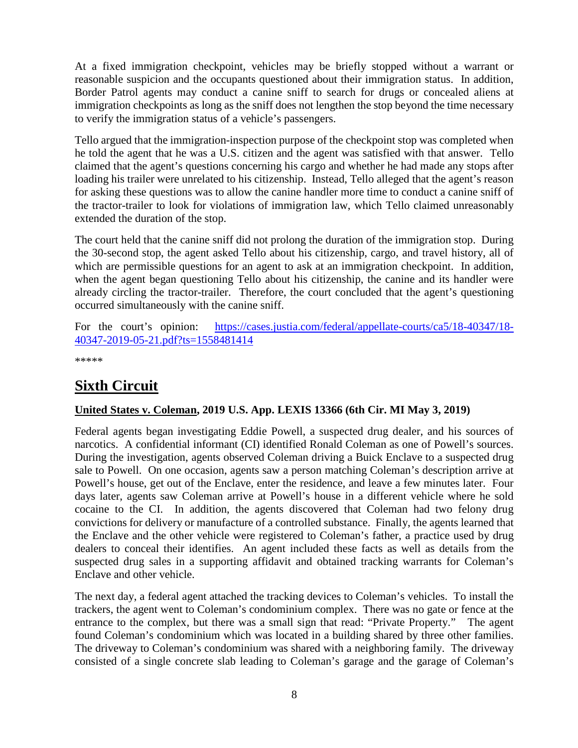At a fixed immigration checkpoint, vehicles may be briefly stopped without a warrant or reasonable suspicion and the occupants questioned about their immigration status. In addition, Border Patrol agents may conduct a canine sniff to search for drugs or concealed aliens at immigration checkpoints as long as the sniff does not lengthen the stop beyond the time necessary to verify the immigration status of a vehicle's passengers.

Tello argued that the immigration-inspection purpose of the checkpoint stop was completed when he told the agent that he was a U.S. citizen and the agent was satisfied with that answer. Tello claimed that the agent's questions concerning his cargo and whether he had made any stops after loading his trailer were unrelated to his citizenship. Instead, Tello alleged that the agent's reason for asking these questions was to allow the canine handler more time to conduct a canine sniff of the tractor-trailer to look for violations of immigration law, which Tello claimed unreasonably extended the duration of the stop.

The court held that the canine sniff did not prolong the duration of the immigration stop. During the 30-second stop, the agent asked Tello about his citizenship, cargo, and travel history, all of which are permissible questions for an agent to ask at an immigration checkpoint. In addition, when the agent began questioning Tello about his citizenship, the canine and its handler were already circling the tractor-trailer. Therefore, the court concluded that the agent's questioning occurred simultaneously with the canine sniff.

For the court's opinion: [https://cases.justia.com/federal/appellate-courts/ca5/18-40347/18-40347-2019-05-21.pdf?ts=1558481414](https://cases.justia.com/federal/appellate-courts/ca5/18-40347/18-40347-2019-05-21.pdf?ts=1558481414)

*****

# Sixth Circuit

## United States v. Coleman, 2019 U.S. App. LEXIS 13366 (6th Cir. MI May 3, 2019)

Federal agents began investigating Eddie Powell, a suspected drug dealer, and his sources of narcotics. A confidential informant (CI) identified Ronald Coleman as one of Powell's sources. During the investigation, agents observed Coleman driving a Buick Enclave to a suspected drug sale to Powell. On one occasion, agents saw a person matching Coleman's description arrive at Powell's house, get out of the Enclave, enter the residence, and leave a few minutes later. Four days later, agents saw Coleman arrive at Powell's house in a different vehicle where he sold cocaine to the CI. In addition, the agents discovered that Coleman had two felony drug convictions for delivery or manufacture of a controlled substance. Finally, the agents learned that the Enclave and the other vehicle were registered to Coleman's father, a practice used by drug dealers to conceal their identifies. An agent included these facts as well as details from the suspected drug sales in a supporting affidavit and obtained tracking warrants for Coleman's Enclave and other vehicle.

The next day, a federal agent attached the tracking devices to Coleman's vehicles. To install the trackers, the agent went to Coleman's condominium complex. There was no gate or fence at the entrance to the complex, but there was a small sign that read: "Private Property." The agent found Coleman's condominium which was located in a building shared by three other families. The driveway to Coleman's condominium was shared with a neighboring family. The driveway consisted of a single concrete slab leading to Coleman's garage and the garage of Coleman's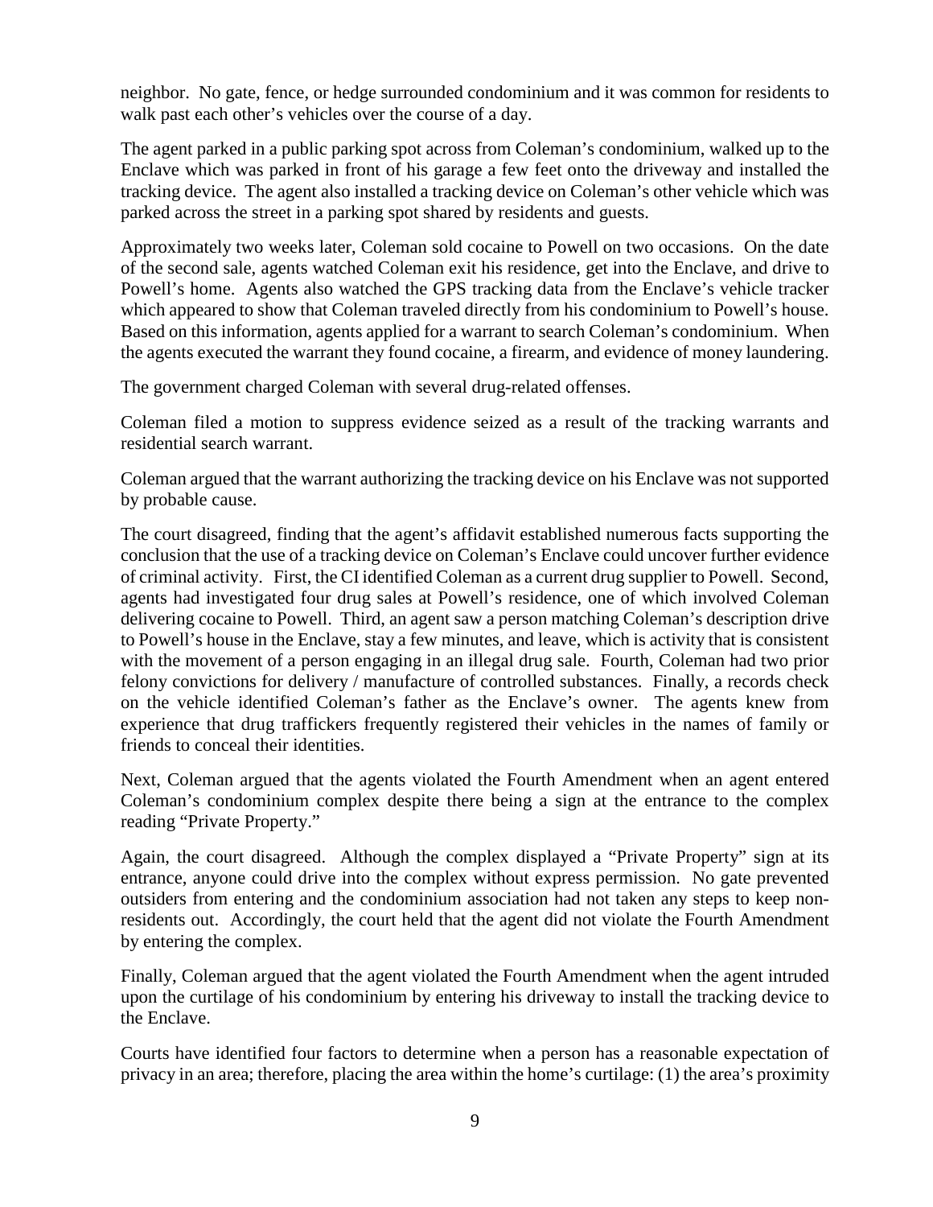neighbor. No gate, fence, or hedge surrounded condominium and it was common for residents to walk past each other's vehicles over the course of a day.

The agent parked in a public parking spot across from Coleman's condominium, walked up to the Enclave which was parked in front of his garage a few feet onto the driveway and installed the tracking device. The agent also installed a tracking device on Coleman's other vehicle which was parked across the street in a parking spot shared by residents and guests.

Approximately two weeks later, Coleman sold cocaine to Powell on two occasions. On the date of the second sale, agents watched Coleman exit his residence, get into the Enclave, and drive to Powell's home. Agents also watched the GPS tracking data from the Enclave's vehicle tracker which appeared to show that Coleman traveled directly from his condominium to Powell's house. Based on this information, agents applied for a warrant to search Coleman's condominium. When the agents executed the warrant they found cocaine, a firearm, and evidence of money laundering.

The government charged Coleman with several drug-related offenses.

Coleman filed a motion to suppress evidence seized as a result of the tracking warrants and residential search warrant.

Coleman argued that the warrant authorizing the tracking device on his Enclave was not supported by probable cause.

The court disagreed, finding that the agent's affidavit established numerous facts supporting the conclusion that the use of a tracking device on Coleman's Enclave could uncover further evidence of criminal activity. First, the CI identified Coleman as a current drug supplier to Powell. Second, agents had investigated four drug sales at Powell's residence, one of which involved Coleman delivering cocaine to Powell. Third, an agent saw a person matching Coleman's description drive to Powell's house in the Enclave, stay a few minutes, and leave, which is activity that is consistent with the movement of a person engaging in an illegal drug sale. Fourth, Coleman had two prior felony convictions for delivery / manufacture of controlled substances. Finally, a records check on the vehicle identified Coleman's father as the Enclave's owner. The agents knew from experience that drug traffickers frequently registered their vehicles in the names of family or friends to conceal their identities.

Next, Coleman argued that the agents violated the Fourth Amendment when an agent entered Coleman's condominium complex despite there being a sign at the entrance to the complex reading "Private Property."

Again, the court disagreed. Although the complex displayed a "Private Property" sign at its entrance, anyone could drive into the complex without express permission. No gate prevented outsiders from entering and the condominium association had not taken any steps to keep non-residents out. Accordingly, the court held that the agent did not violate the Fourth Amendment by entering the complex.

Finally, Coleman argued that the agent violated the Fourth Amendment when the agent intruded upon the curtilage of his condominium by entering his driveway to install the tracking device to the Enclave.

Courts have identified four factors to determine when a person has a reasonable expectation of privacy in an area; therefore, placing the area within the home's curtilage: (1) the area's proximity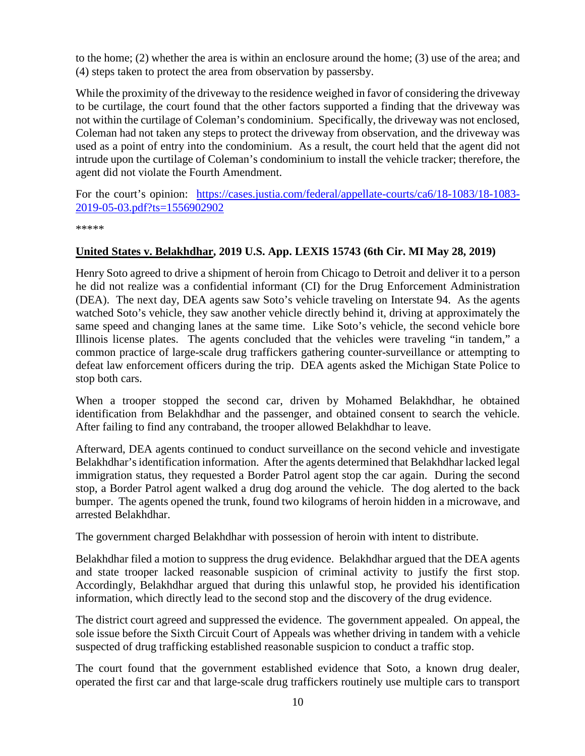to the home; (2) whether the area is within an enclosure around the home; (3) use of the area; and (4) steps taken to protect the area from observation by passersby.

While the proximity of the driveway to the residence weighed in favor of considering the driveway to be curtilage, the court found that the other factors supported a finding that the driveway was not within the curtilage of Coleman's condominium. Specifically, the driveway was not enclosed, Coleman had not taken any steps to protect the driveway from observation, and the driveway was used as a point of entry into the condominium. As a result, the court held that the agent did not intrude upon the curtilage of Coleman's condominium to install the vehicle tracker; therefore, the agent did not violate the Fourth Amendment.

For the court's opinion: [https://cases.justia.com/federal/appellate-courts/ca6/18-1083/18-1083-2019-05-03.pdf?ts=1556902902](https://cases.justia.com/federal/appellate-courts/ca6/18-1083/18-1083-2019-05-03.pdf?ts=1556902902)

*****

**United States v. Belakhdhar, 2019 U.S. App. LEXIS 15743 (6th Cir. MI May 28, 2019)**

Henry Soto agreed to drive a shipment of heroin from Chicago to Detroit and deliver it to a person he did not realize was a confidential informant (CI) for the Drug Enforcement Administration (DEA). The next day, DEA agents saw Soto's vehicle traveling on Interstate 94. As the agents watched Soto's vehicle, they saw another vehicle directly behind it, driving at approximately the same speed and changing lanes at the same time. Like Soto's vehicle, the second vehicle bore Illinois license plates. The agents concluded that the vehicles were traveling "in tandem," a common practice of large-scale drug traffickers gathering counter-surveillance or attempting to defeat law enforcement officers during the trip. DEA agents asked the Michigan State Police to stop both cars.

When a trooper stopped the second car, driven by Mohamed Belakhdhar, he obtained identification from Belakhdhar and the passenger, and obtained consent to search the vehicle. After failing to find any contraband, the trooper allowed Belakhdhar to leave.

Afterward, DEA agents continued to conduct surveillance on the second vehicle and investigate Belakhdhar's identification information. After the agents determined that Belakhdhar lacked legal immigration status, they requested a Border Patrol agent stop the car again. During the second stop, a Border Patrol agent walked a drug dog around the vehicle. The dog alerted to the back bumper. The agents opened the trunk, found two kilograms of heroin hidden in a microwave, and arrested Belakhdhar.

The government charged Belakhdhar with possession of heroin with intent to distribute.

Belakhdhar filed a motion to suppress the drug evidence. Belakhdhar argued that the DEA agents and state trooper lacked reasonable suspicion of criminal activity to justify the first stop. Accordingly, Belakhdhar argued that during this unlawful stop, he provided his identification information, which directly lead to the second stop and the discovery of the drug evidence.

The district court agreed and suppressed the evidence. The government appealed. On appeal, the sole issue before the Sixth Circuit Court of Appeals was whether driving in tandem with a vehicle suspected of drug trafficking established reasonable suspicion to conduct a traffic stop.

The court found that the government established evidence that Soto, a known drug dealer, operated the first car and that large-scale drug traffickers routinely use multiple cars to transport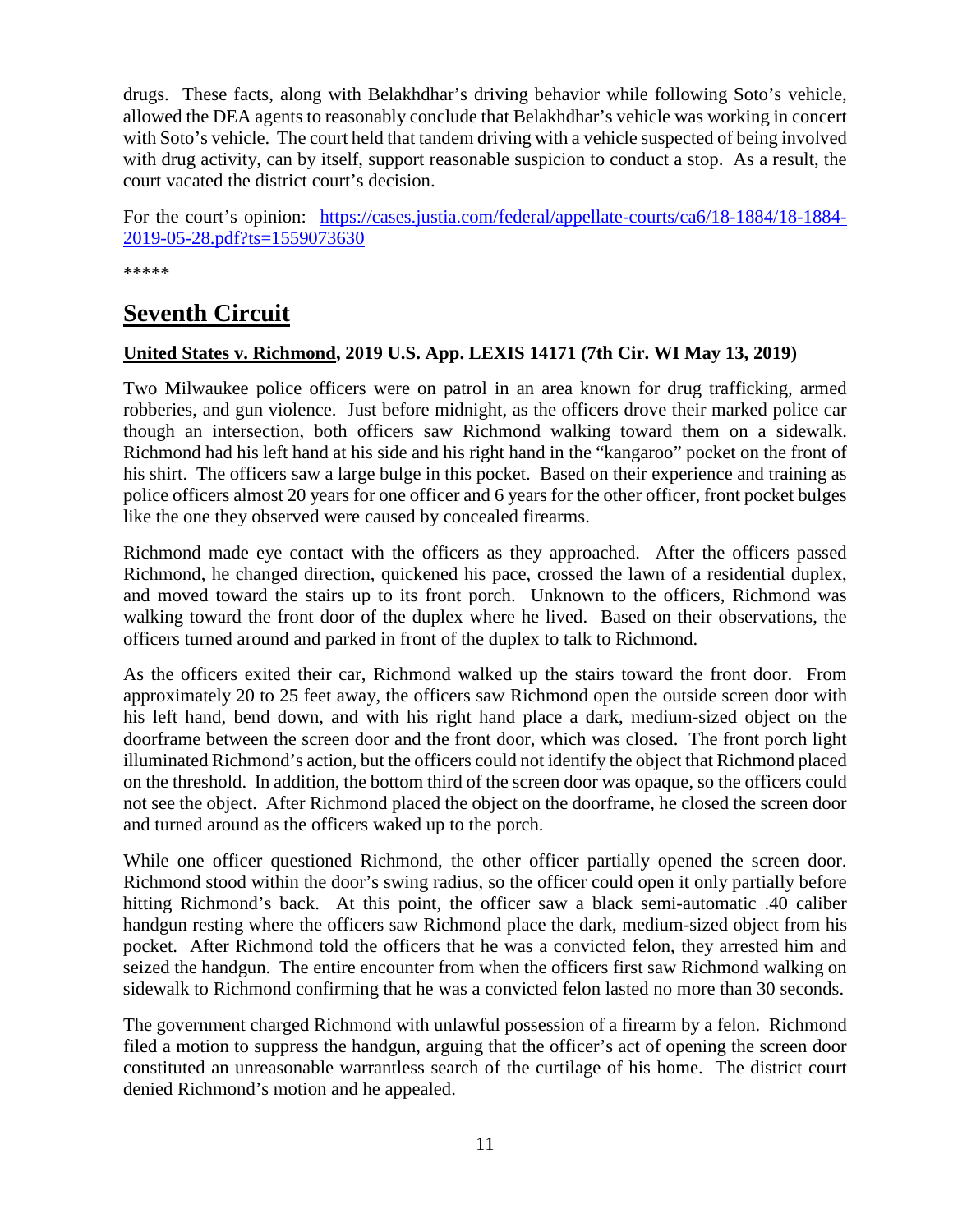drugs. These facts, along with Belakhdhar's driving behavior while following Soto's vehicle, allowed the DEA agents to reasonably conclude that Belakhdhar's vehicle was working in concert with Soto's vehicle. The court held that tandem driving with a vehicle suspected of being involved with drug activity, can by itself, support reasonable suspicion to conduct a stop. As a result, the court vacated the district court's decision.

For the court's opinion: [https://cases.justia.com/federal/appellate-courts/ca6/18-1884/18-1884-2019-05-28.pdf?ts=1559073630](https://cases.justia.com/federal/appellate-courts/ca6/18-1884/18-1884-2019-05-28.pdf?ts=1559073630)

*****

## Seventh Circuit

**United States v. Richmond, 2019 U.S. App. LEXIS 14171 (7th Cir. WI May 13, 2019)**

Two Milwaukee police officers were on patrol in an area known for drug trafficking, armed robberies, and gun violence. Just before midnight, as the officers drove their marked police car though an intersection, both officers saw Richmond walking toward them on a sidewalk. Richmond had his left hand at his side and his right hand in the "kangaroo" pocket on the front of his shirt. The officers saw a large bulge in this pocket. Based on their experience and training as police officers almost 20 years for one officer and 6 years for the other officer, front pocket bulges like the one they observed were caused by concealed firearms.

Richmond made eye contact with the officers as they approached. After the officers passed Richmond, he changed direction, quickened his pace, crossed the lawn of a residential duplex, and moved toward the stairs up to its front porch. Unknown to the officers, Richmond was walking toward the front door of the duplex where he lived. Based on their observations, the officers turned around and parked in front of the duplex to talk to Richmond.

As the officers exited their car, Richmond walked up the stairs toward the front door. From approximately 20 to 25 feet away, the officers saw Richmond open the outside screen door with his left hand, bend down, and with his right hand place a dark, medium-sized object on the doorframe between the screen door and the front door, which was closed. The front porch light illuminated Richmond's action, but the officers could not identify the object that Richmond placed on the threshold. In addition, the bottom third of the screen door was opaque, so the officers could not see the object. After Richmond placed the object on the doorframe, he closed the screen door and turned around as the officers waked up to the porch.

While one officer questioned Richmond, the other officer partially opened the screen door. Richmond stood within the door's swing radius, so the officer could open it only partially before hitting Richmond's back. At this point, the officer saw a black semi-automatic .40 caliber handgun resting where the officers saw Richmond place the dark, medium-sized object from his pocket. After Richmond told the officers that he was a convicted felon, they arrested him and seized the handgun. The entire encounter from when the officers first saw Richmond walking on sidewalk to Richmond confirming that he was a convicted felon lasted no more than 30 seconds.

The government charged Richmond with unlawful possession of a firearm by a felon. Richmond filed a motion to suppress the handgun, arguing that the officer's act of opening the screen door constituted an unreasonable warrantless search of the curtilage of his home. The district court denied Richmond's motion and he appealed.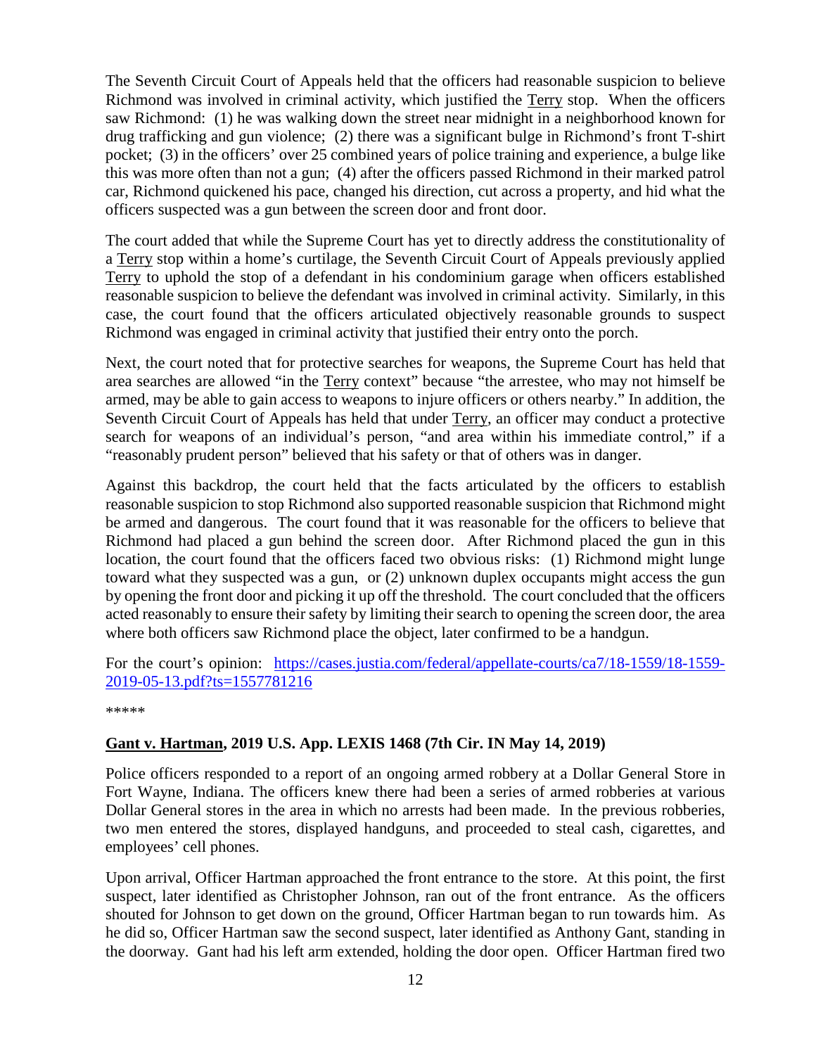The Seventh Circuit Court of Appeals held that the officers had reasonable suspicion to believe Richmond was involved in criminal activity, which justified the Terry stop. When the officers saw Richmond: (1) he was walking down the street near midnight in a neighborhood known for drug trafficking and gun violence; (2) there was a significant bulge in Richmond's front T-shirt pocket; (3) in the officers' over 25 combined years of police training and experience, a bulge like this was more often than not a gun; (4) after the officers passed Richmond in their marked patrol car, Richmond quickened his pace, changed his direction, cut across a property, and hid what the officers suspected was a gun between the screen door and front door.

The court added that while the Supreme Court has yet to directly address the constitutionality of a Terry stop within a home's curtilage, the Seventh Circuit Court of Appeals previously applied Terry to uphold the stop of a defendant in his condominium garage when officers established reasonable suspicion to believe the defendant was involved in criminal activity. Similarly, in this case, the court found that the officers articulated objectively reasonable grounds to suspect Richmond was engaged in criminal activity that justified their entry onto the porch.

Next, the court noted that for protective searches for weapons, the Supreme Court has held that area searches are allowed "in the Terry context" because "the arrestee, who may not himself be armed, may be able to gain access to weapons to injure officers or others nearby." In addition, the Seventh Circuit Court of Appeals has held that under Terry, an officer may conduct a protective search for weapons of an individual's person, "and area within his immediate control," if a "reasonably prudent person" believed that his safety or that of others was in danger.

Against this backdrop, the court held that the facts articulated by the officers to establish reasonable suspicion to stop Richmond also supported reasonable suspicion that Richmond might be armed and dangerous. The court found that it was reasonable for the officers to believe that Richmond had placed a gun behind the screen door. After Richmond placed the gun in this location, the court found that the officers faced two obvious risks: (1) Richmond might lunge toward what they suspected was a gun, or (2) unknown duplex occupants might access the gun by opening the front door and picking it up off the threshold. The court concluded that the officers acted reasonably to ensure their safety by limiting their search to opening the screen door, the area where both officers saw Richmond place the object, later confirmed to be a handgun.

For the court's opinion: [https://cases.justia.com/federal/appellate-courts/ca7/18-1559/18-1559-2019-05-13.pdf?ts=1557781216](https://cases.justia.com/federal/appellate-courts/ca7/18-1559/18-1559-2019-05-13.pdf?ts=1557781216)

*****

## Gant v. Hartman, 2019 U.S. App. LEXIS 1468 (7th Cir. IN May 14, 2019)

Police officers responded to a report of an ongoing armed robbery at a Dollar General Store in Fort Wayne, Indiana. The officers knew there had been a series of armed robberies at various Dollar General stores in the area in which no arrests had been made. In the previous robberies, two men entered the stores, displayed handguns, and proceeded to steal cash, cigarettes, and employees' cell phones.

Upon arrival, Officer Hartman approached the front entrance to the store. At this point, the first suspect, later identified as Christopher Johnson, ran out of the front entrance. As the officers shouted for Johnson to get down on the ground, Officer Hartman began to run towards him. As he did so, Officer Hartman saw the second suspect, later identified as Anthony Gant, standing in the doorway. Gant had his left arm extended, holding the door open. Officer Hartman fired two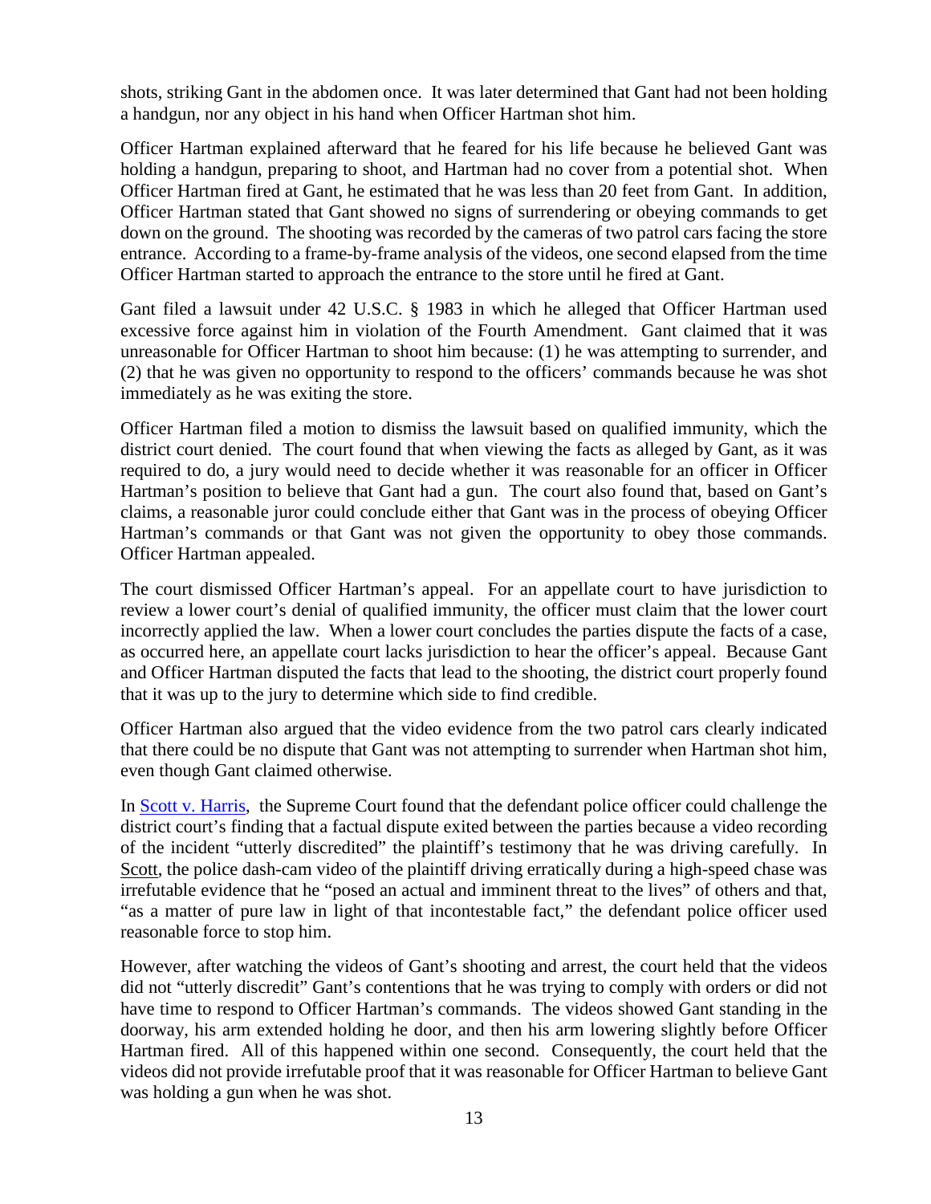shots, striking Gant in the abdomen once. It was later determined that Gant had not been holding a handgun, nor any object in his hand when Officer Hartman shot him.

Officer Hartman explained afterward that he feared for his life because he believed Gant was holding a handgun, preparing to shoot, and Hartman had no cover from a potential shot. When Officer Hartman fired at Gant, he estimated that he was less than 20 feet from Gant. In addition, Officer Hartman stated that Gant showed no signs of surrendering or obeying commands to get down on the ground. The shooting was recorded by the cameras of two patrol cars facing the store entrance. According to a frame-by-frame analysis of the videos, one second elapsed from the time Officer Hartman started to approach the entrance to the store until he fired at Gant.

Gant filed a lawsuit under 42 U.S.C. § 1983 in which he alleged that Officer Hartman used excessive force against him in violation of the Fourth Amendment. Gant claimed that it was unreasonable for Officer Hartman to shoot him because: (1) he was attempting to surrender, and (2) that he was given no opportunity to respond to the officers' commands because he was shot immediately as he was exiting the store.

Officer Hartman filed a motion to dismiss the lawsuit based on qualified immunity, which the district court denied. The court found that when viewing the facts as alleged by Gant, as it was required to do, a jury would need to decide whether it was reasonable for an officer in Officer Hartman's position to believe that Gant had a gun. The court also found that, based on Gant's claims, a reasonable juror could conclude either that Gant was in the process of obeying Officer Hartman's commands or that Gant was not given the opportunity to obey those commands. Officer Hartman appealed.

The court dismissed Officer Hartman's appeal. For an appellate court to have jurisdiction to review a lower court's denial of qualified immunity, the officer must claim that the lower court incorrectly applied the law. When a lower court concludes the parties dispute the facts of a case, as occurred here, an appellate court lacks jurisdiction to hear the officer's appeal. Because Gant and Officer Hartman disputed the facts that lead to the shooting, the district court properly found that it was up to the jury to determine which side to find credible.

Officer Hartman also argued that the video evidence from the two patrol cars clearly indicated that there could be no dispute that Gant was not attempting to surrender when Hartman shot him, even though Gant claimed otherwise.

In Scott v. Harris, the Supreme Court found that the defendant police officer could challenge the district court's finding that a factual dispute exited between the parties because a video recording of the incident "utterly discredited" the plaintiff's testimony that he was driving carefully. In Scott, the police dash-cam video of the plaintiff driving erratically during a high-speed chase was irrefutable evidence that he "posed an actual and imminent threat to the lives" of others and that, "as a matter of pure law in light of that incontestable fact," the defendant police officer used reasonable force to stop him.

However, after watching the videos of Gant's shooting and arrest, the court held that the videos did not "utterly discredit" Gant's contentions that he was trying to comply with orders or did not have time to respond to Officer Hartman's commands. The videos showed Gant standing in the doorway, his arm extended holding he door, and then his arm lowering slightly before Officer Hartman fired. All of this happened within one second. Consequently, the court held that the videos did not provide irrefutable proof that it was reasonable for Officer Hartman to believe Gant was holding a gun when he was shot.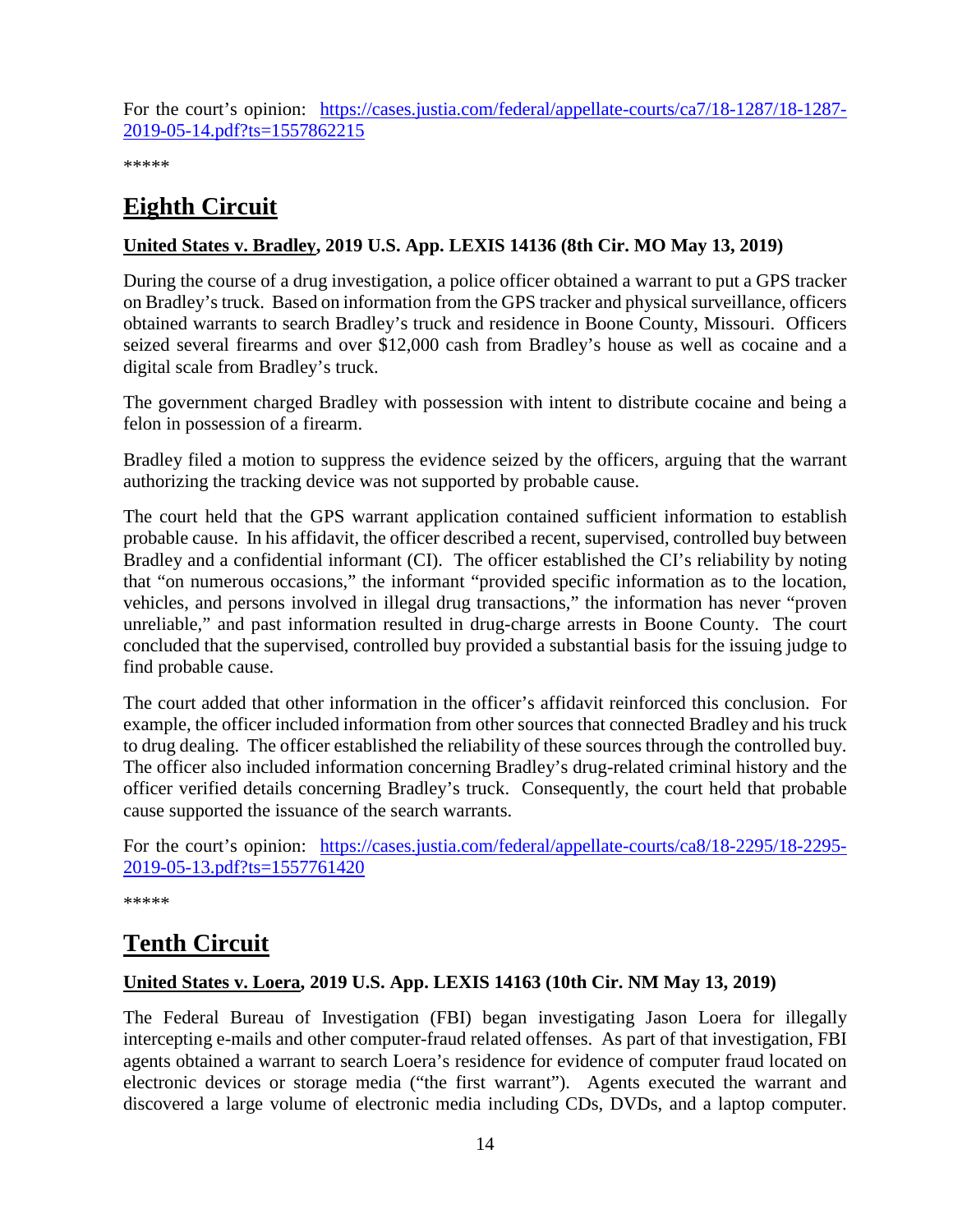For the court's opinion: [https://cases.justia.com/federal/appellate-courts/ca7/18-1287/18-1287-2019-05-14.pdf?ts=1557862215](https://cases.justia.com/federal/appellate-courts/ca7/18-1287/18-1287-2019-05-14.pdf?ts=1557862215)

*****

# Eighth Circuit

**United States v. Bradley, 2019 U.S. App. LEXIS 14136 (8th Cir. MO May 13, 2019)**

During the course of a drug investigation, a police officer obtained a warrant to put a GPS tracker on Bradley's truck. Based on information from the GPS tracker and physical surveillance, officers obtained warrants to search Bradley's truck and residence in Boone County, Missouri. Officers seized several firearms and over $12,000 cash from Bradley's house as well as cocaine and a digital scale from Bradley's truck.

The government charged Bradley with possession with intent to distribute cocaine and being a felon in possession of a firearm.

Bradley filed a motion to suppress the evidence seized by the officers, arguing that the warrant authorizing the tracking device was not supported by probable cause.

The court held that the GPS warrant application contained sufficient information to establish probable cause. In his affidavit, the officer described a recent, supervised, controlled buy between Bradley and a confidential informant (CI). The officer established the CI's reliability by noting that "on numerous occasions," the informant "provided specific information as to the location, vehicles, and persons involved in illegal drug transactions," the information has never "proven unreliable," and past information resulted in drug-charge arrests in Boone County. The court concluded that the supervised, controlled buy provided a substantial basis for the issuing judge to find probable cause.

The court added that other information in the officer's affidavit reinforced this conclusion. For example, the officer included information from other sources that connected Bradley and his truck to drug dealing. The officer established the reliability of these sources through the controlled buy. The officer also included information concerning Bradley's drug-related criminal history and the officer verified details concerning Bradley's truck. Consequently, the court held that probable cause supported the issuance of the search warrants.

For the court's opinion: [https://cases.justia.com/federal/appellate-courts/ca8/18-2295/18-2295-2019-05-13.pdf?ts=1557761420](https://cases.justia.com/federal/appellate-courts/ca8/18-2295/18-2295-2019-05-13.pdf?ts=1557761420)

*****

# Tenth Circuit

**United States v. Loera, 2019 U.S. App. LEXIS 14163 (10th Cir. NM May 13, 2019)**

The Federal Bureau of Investigation (FBI) began investigating Jason Loera for illegally intercepting e-mails and other computer-fraud related offenses. As part of that investigation, FBI agents obtained a warrant to search Loera's residence for evidence of computer fraud located on electronic devices or storage media ("the first warrant"). Agents executed the warrant and discovered a large volume of electronic media including CDs, DVDs, and a laptop computer.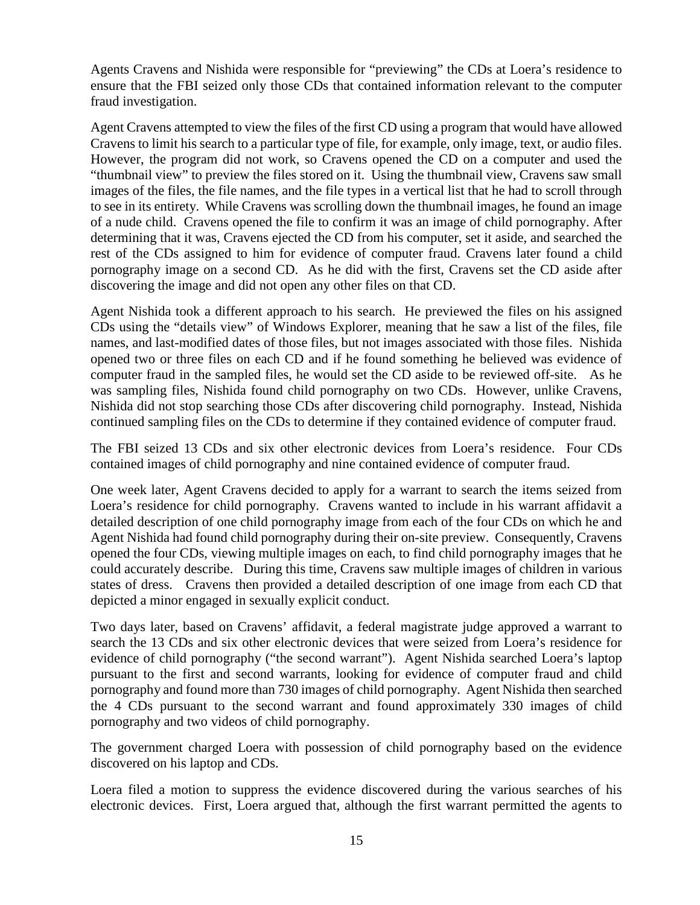Agents Cravens and Nishida were responsible for "previewing" the CDs at Loera's residence to ensure that the FBI seized only those CDs that contained information relevant to the computer fraud investigation.

Agent Cravens attempted to view the files of the first CD using a program that would have allowed Cravens to limit his search to a particular type of file, for example, only image, text, or audio files. However, the program did not work, so Cravens opened the CD on a computer and used the "thumbnail view" to preview the files stored on it. Using the thumbnail view, Cravens saw small images of the files, the file names, and the file types in a vertical list that he had to scroll through to see in its entirety. While Cravens was scrolling down the thumbnail images, he found an image of a nude child. Cravens opened the file to confirm it was an image of child pornography. After determining that it was, Cravens ejected the CD from his computer, set it aside, and searched the rest of the CDs assigned to him for evidence of computer fraud. Cravens later found a child pornography image on a second CD. As he did with the first, Cravens set the CD aside after discovering the image and did not open any other files on that CD.

Agent Nishida took a different approach to his search. He previewed the files on his assigned CDs using the "details view" of Windows Explorer, meaning that he saw a list of the files, file names, and last-modified dates of those files, but not images associated with those files. Nishida opened two or three files on each CD and if he found something he believed was evidence of computer fraud in the sampled files, he would set the CD aside to be reviewed off-site. As he was sampling files, Nishida found child pornography on two CDs. However, unlike Cravens, Nishida did not stop searching those CDs after discovering child pornography. Instead, Nishida continued sampling files on the CDs to determine if they contained evidence of computer fraud.

The FBI seized 13 CDs and six other electronic devices from Loera's residence. Four CDs contained images of child pornography and nine contained evidence of computer fraud.

One week later, Agent Cravens decided to apply for a warrant to search the items seized from Loera's residence for child pornography. Cravens wanted to include in his warrant affidavit a detailed description of one child pornography image from each of the four CDs on which he and Agent Nishida had found child pornography during their on-site preview. Consequently, Cravens opened the four CDs, viewing multiple images on each, to find child pornography images that he could accurately describe. During this time, Cravens saw multiple images of children in various states of dress. Cravens then provided a detailed description of one image from each CD that depicted a minor engaged in sexually explicit conduct.

Two days later, based on Cravens' affidavit, a federal magistrate judge approved a warrant to search the 13 CDs and six other electronic devices that were seized from Loera's residence for evidence of child pornography ("the second warrant"). Agent Nishida searched Loera's laptop pursuant to the first and second warrants, looking for evidence of computer fraud and child pornography and found more than 730 images of child pornography. Agent Nishida then searched the 4 CDs pursuant to the second warrant and found approximately 330 images of child pornography and two videos of child pornography.

The government charged Loera with possession of child pornography based on the evidence discovered on his laptop and CDs.

Loera filed a motion to suppress the evidence discovered during the various searches of his electronic devices. First, Loera argued that, although the first warrant permitted the agents to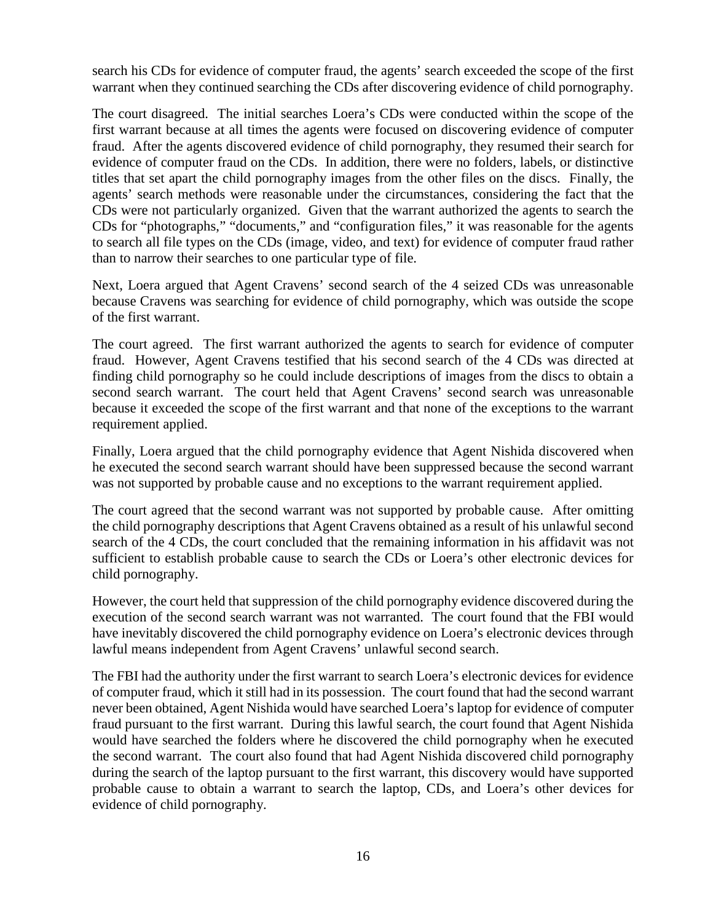search his CDs for evidence of computer fraud, the agents' search exceeded the scope of the first warrant when they continued searching the CDs after discovering evidence of child pornography.

The court disagreed. The initial searches Loera's CDs were conducted within the scope of the first warrant because at all times the agents were focused on discovering evidence of computer fraud. After the agents discovered evidence of child pornography, they resumed their search for evidence of computer fraud on the CDs. In addition, there were no folders, labels, or distinctive titles that set apart the child pornography images from the other files on the discs. Finally, the agents' search methods were reasonable under the circumstances, considering the fact that the CDs were not particularly organized. Given that the warrant authorized the agents to search the CDs for "photographs," "documents," and "configuration files," it was reasonable for the agents to search all file types on the CDs (image, video, and text) for evidence of computer fraud rather than to narrow their searches to one particular type of file.

Next, Loera argued that Agent Cravens' second search of the 4 seized CDs was unreasonable because Cravens was searching for evidence of child pornography, which was outside the scope of the first warrant.

The court agreed. The first warrant authorized the agents to search for evidence of computer fraud. However, Agent Cravens testified that his second search of the 4 CDs was directed at finding child pornography so he could include descriptions of images from the discs to obtain a second search warrant. The court held that Agent Cravens' second search was unreasonable because it exceeded the scope of the first warrant and that none of the exceptions to the warrant requirement applied.

Finally, Loera argued that the child pornography evidence that Agent Nishida discovered when he executed the second search warrant should have been suppressed because the second warrant was not supported by probable cause and no exceptions to the warrant requirement applied.

The court agreed that the second warrant was not supported by probable cause. After omitting the child pornography descriptions that Agent Cravens obtained as a result of his unlawful second search of the 4 CDs, the court concluded that the remaining information in his affidavit was not sufficient to establish probable cause to search the CDs or Loera's other electronic devices for child pornography.

However, the court held that suppression of the child pornography evidence discovered during the execution of the second search warrant was not warranted. The court found that the FBI would have inevitably discovered the child pornography evidence on Loera's electronic devices through lawful means independent from Agent Cravens' unlawful second search.

The FBI had the authority under the first warrant to search Loera's electronic devices for evidence of computer fraud, which it still had in its possession. The court found that had the second warrant never been obtained, Agent Nishida would have searched Loera's laptop for evidence of computer fraud pursuant to the first warrant. During this lawful search, the court found that Agent Nishida would have searched the folders where he discovered the child pornography when he executed the second warrant. The court also found that had Agent Nishida discovered child pornography during the search of the laptop pursuant to the first warrant, this discovery would have supported probable cause to obtain a warrant to search the laptop, CDs, and Loera's other devices for evidence of child pornography.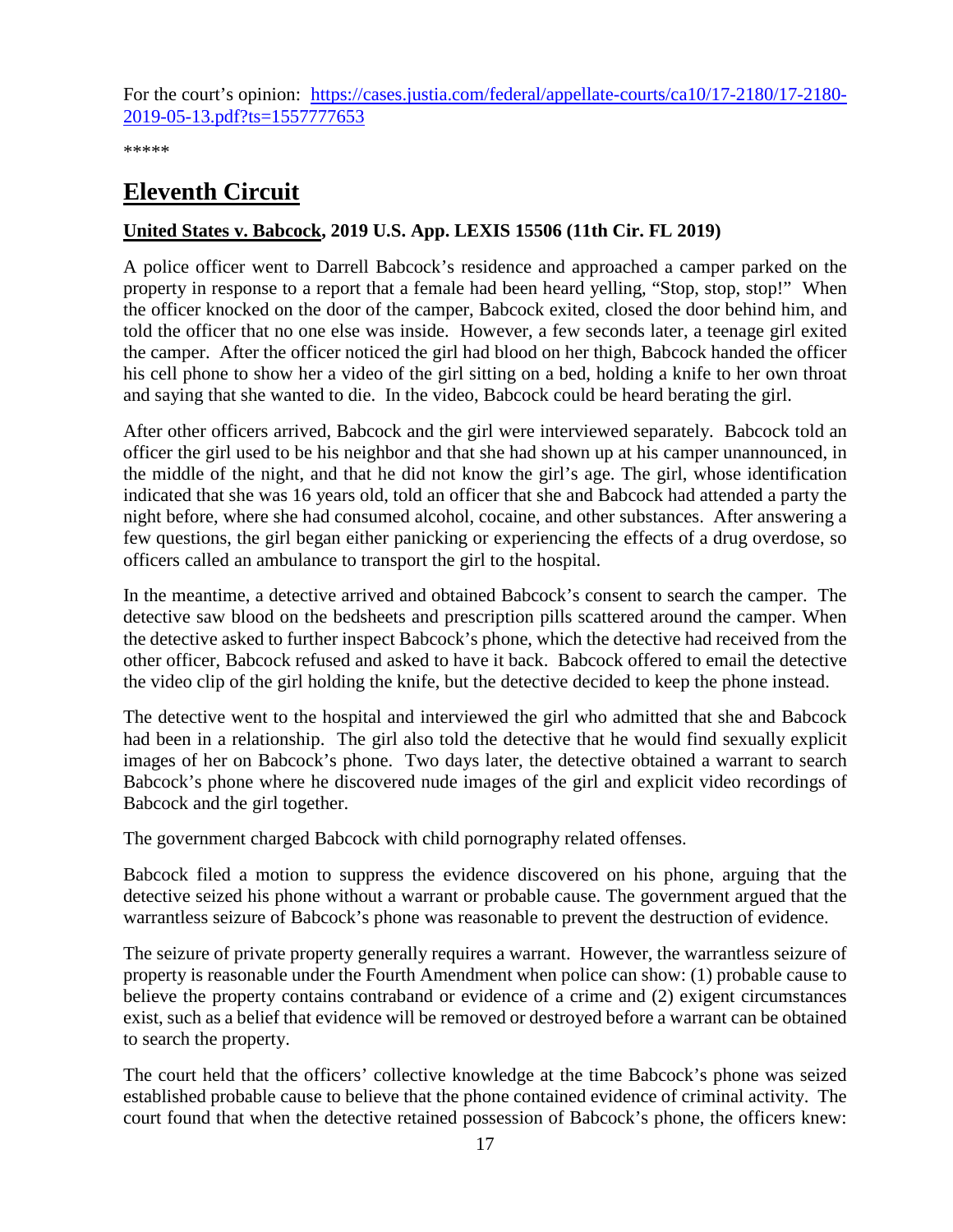For the court's opinion: [https://cases.justia.com/federal/appellate-courts/ca10/17-2180/17-2180-2019-05-13.pdf?ts=1557777653](https://cases.justia.com/federal/appellate-courts/ca10/17-2180/17-2180-2019-05-13.pdf?ts=1557777653)

*****

# Eleventh Circuit

## United States v. Babcock, 2019 U.S. App. LEXIS 15506 (11th Cir. FL 2019)

A police officer went to Darrell Babcock's residence and approached a camper parked on the property in response to a report that a female had been heard yelling, "Stop, stop, stop!" When the officer knocked on the door of the camper, Babcock exited, closed the door behind him, and told the officer that no one else was inside. However, a few seconds later, a teenage girl exited the camper. After the officer noticed the girl had blood on her thigh, Babcock handed the officer his cell phone to show her a video of the girl sitting on a bed, holding a knife to her own throat and saying that she wanted to die. In the video, Babcock could be heard berating the girl.

After other officers arrived, Babcock and the girl were interviewed separately. Babcock told an officer the girl used to be his neighbor and that she had shown up at his camper unannounced, in the middle of the night, and that he did not know the girl's age. The girl, whose identification indicated that she was 16 years old, told an officer that she and Babcock had attended a party the night before, where she had consumed alcohol, cocaine, and other substances. After answering a few questions, the girl began either panicking or experiencing the effects of a drug overdose, so officers called an ambulance to transport the girl to the hospital.

In the meantime, a detective arrived and obtained Babcock's consent to search the camper. The detective saw blood on the bedsheets and prescription pills scattered around the camper. When the detective asked to further inspect Babcock's phone, which the detective had received from the other officer, Babcock refused and asked to have it back. Babcock offered to email the detective the video clip of the girl holding the knife, but the detective decided to keep the phone instead.

The detective went to the hospital and interviewed the girl who admitted that she and Babcock had been in a relationship. The girl also told the detective that he would find sexually explicit images of her on Babcock's phone. Two days later, the detective obtained a warrant to search Babcock's phone where he discovered nude images of the girl and explicit video recordings of Babcock and the girl together.

The government charged Babcock with child pornography related offenses.

Babcock filed a motion to suppress the evidence discovered on his phone, arguing that the detective seized his phone without a warrant or probable cause. The government argued that the warrantless seizure of Babcock's phone was reasonable to prevent the destruction of evidence.

The seizure of private property generally requires a warrant. However, the warrantless seizure of property is reasonable under the Fourth Amendment when police can show: (1) probable cause to believe the property contains contraband or evidence of a crime and (2) exigent circumstances exist, such as a belief that evidence will be removed or destroyed before a warrant can be obtained to search the property.

The court held that the officers' collective knowledge at the time Babcock's phone was seized established probable cause to believe that the phone contained evidence of criminal activity. The court found that when the detective retained possession of Babcock's phone, the officers knew: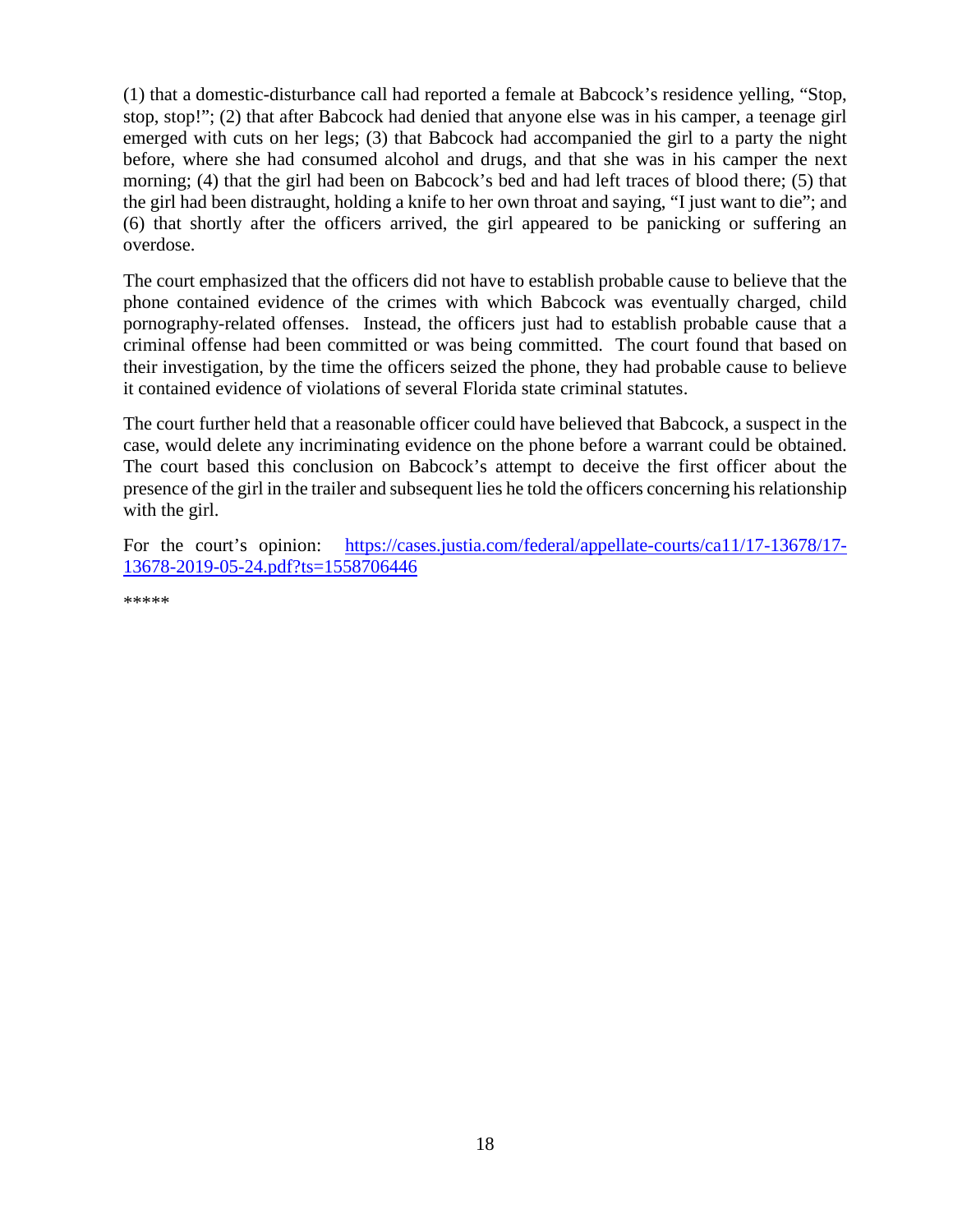(1) that a domestic-disturbance call had reported a female at Babcock's residence yelling, "Stop, stop, stop!"; (2) that after Babcock had denied that anyone else was in his camper, a teenage girl emerged with cuts on her legs; (3) that Babcock had accompanied the girl to a party the night before, where she had consumed alcohol and drugs, and that she was in his camper the next morning; (4) that the girl had been on Babcock's bed and had left traces of blood there; (5) that the girl had been distraught, holding a knife to her own throat and saying, "I just want to die"; and (6) that shortly after the officers arrived, the girl appeared to be panicking or suffering an overdose.

The court emphasized that the officers did not have to establish probable cause to believe that the phone contained evidence of the crimes with which Babcock was eventually charged, child pornography-related offenses. Instead, the officers just had to establish probable cause that a criminal offense had been committed or was being committed. The court found that based on their investigation, by the time the officers seized the phone, they had probable cause to believe it contained evidence of violations of several Florida state criminal statutes.

The court further held that a reasonable officer could have believed that Babcock, a suspect in the case, would delete any incriminating evidence on the phone before a warrant could be obtained. The court based this conclusion on Babcock's attempt to deceive the first officer about the presence of the girl in the trailer and subsequent lies he told the officers concerning his relationship with the girl.

For the court's opinion: [https://cases.justia.com/federal/appellate-courts/ca11/17-13678/17-13678-2019-05-24.pdf?ts=1558706446](https://cases.justia.com/federal/appellate-courts/ca11/17-13678/17-13678-2019-05-24.pdf?ts=1558706446)

*****